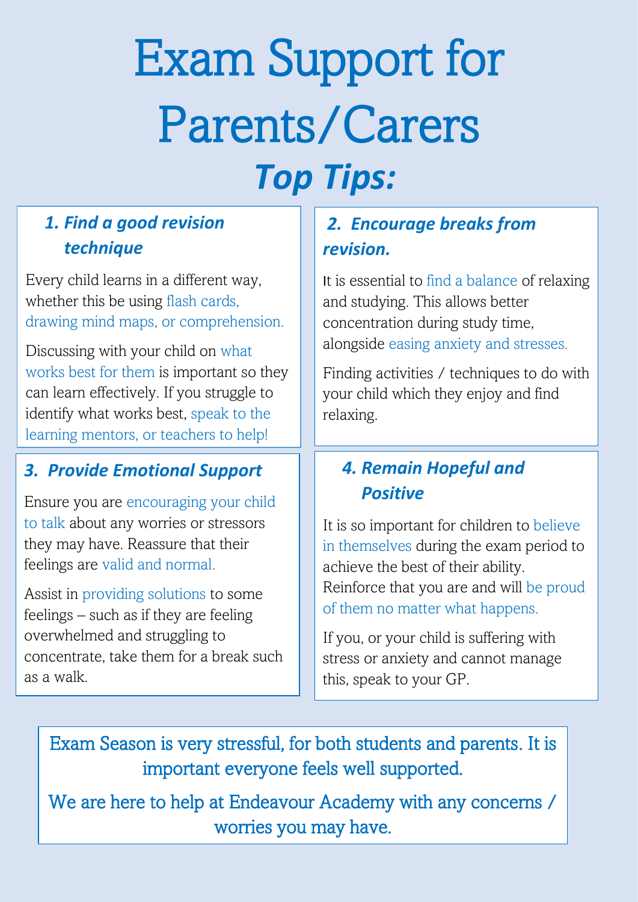# Exam Support for Parents/Carers

## *Top Tips:*

### *1. Find a good revision technique*

Every child learns in a different way, whether this be using flash cards, drawing mind maps, or comprehension.

Discussing with your child on what works best for them is important so they can learn effectively. If you struggle to identify what works best, speak to the learning mentors, or teachers to help!

### *2. Encourage breaks from revision.*

It is essential to find a balance of relaxing and studying. This allows better concentration during study time, alongside easing anxiety and stresses.

Finding activities / techniques to do with your child which they enjoy and find relaxing.

### *3. Provide Emotional Support*

Ensure you are encouraging your child to talk about any worries or stressors they may have. Reassure that their feelings are valid and normal.

Assist in providing solutions to some feelings – such as if they are feeling overwhelmed and struggling to concentrate, take them for a break such as a walk.

### *4. Remain Hopeful and Positive*

It is so important for children to believe in themselves during the exam period to achieve the best of their ability. Reinforce that you are and will be proud of them no matter what happens.

If you, or your child is suffering with stress or anxiety and cannot manage this, speak to your GP.

Exam Season is very stressful, for both students and parents. It is important everyone feels well supported.

We are here to help at Endeavour Academy with any concerns / worries you may have.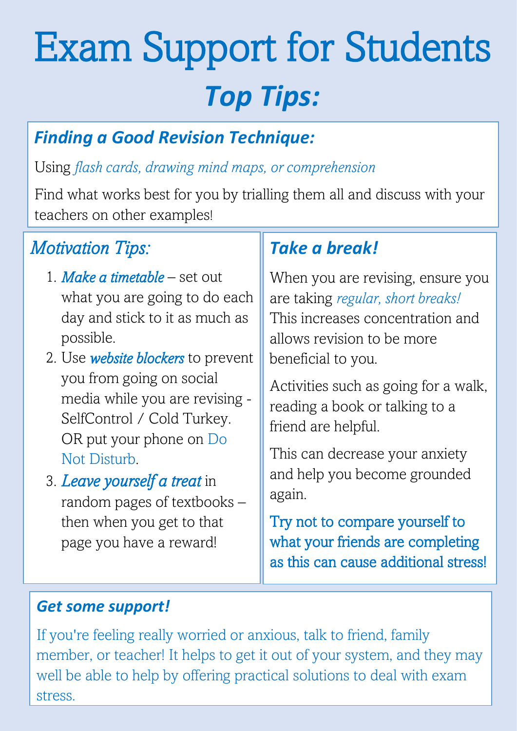# Exam Support for Students

## *Top Tips:*

### *Finding a Good Revision Technique:*

Using *flash cards, drawing mind maps, or comprehension*

Find what works best for you by trialling them all and discuss with your teachers on other examples!

### *Motivation Tips:*

1. ***Make a timetable*** – set out what you are going to do each day and stick to it as much as possible.
2. Use ***website blockers*** to prevent you from going on social media while you are revising - SelfControl / Cold Turkey. OR put your phone on Do Not Disturb.
3. ***Leave yourself a treat*** in random pages of textbooks – then when you get to that page you have a reward!

### *Take a break!*

When you are revising, ensure you are taking *regular, short breaks!* This increases concentration and allows revision to be more beneficial to you.

Activities such as going for a walk, reading a book or talking to a friend are helpful.

This can decrease your anxiety and help you become grounded again.

Try not to compare yourself to what your friends are completing as this can cause additional stress!

### *Get some support!*

If you're feeling really worried or anxious, talk to friend, family member, or teacher! It helps to get it out of your system, and they may well be able to help by offering practical solutions to deal with exam stress.